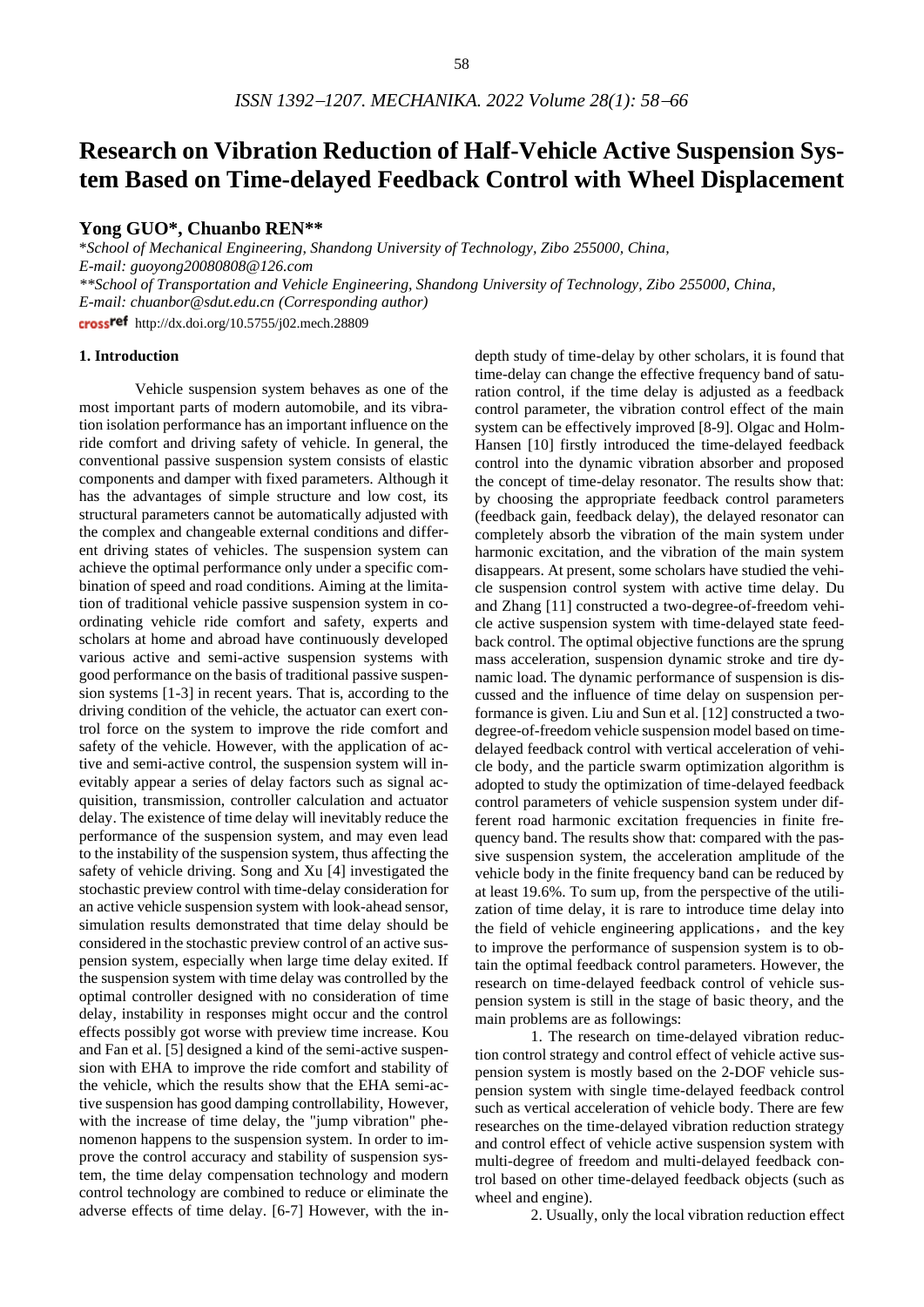# Research on Vibration Reduction of Half-Vehicle Active Suspension System Based on Time-delayed Feedback Control with Wheel Displacement

## Yong GUO*, Chuanbo REN**

*\*School of Mechanical Engineering, Shandong University of Technology, Zibo 255000, China,*
*E-mail: guoyong20080808@126.com*
*\*\*School of Transportation and Vehicle Engineering, Shandong University of Technology, Zibo 255000, China,*
*E-mail: chuanbor@sdut.edu.cn (Corresponding author)*

crossref http://dx.doi.org/10.5755/j02.mech.28809

### 1. Introduction

Vehicle suspension system behaves as one of the most important parts of modern automobile, and its vibration isolation performance has an important influence on the ride comfort and driving safety of vehicle. In general, the conventional passive suspension system consists of elastic components and damper with fixed parameters. Although it has the advantages of simple structure and low cost, its structural parameters cannot be automatically adjusted with the complex and changeable external conditions and different driving states of vehicles. The suspension system can achieve the optimal performance only under a specific combination of speed and road conditions. Aiming at the limitation of traditional vehicle passive suspension system in coordinating vehicle ride comfort and safety, experts and scholars at home and abroad have continuously developed various active and semi-active suspension systems with good performance on the basis of traditional passive suspension systems [1-3] in recent years. That is, according to the driving condition of the vehicle, the actuator can exert control force on the system to improve the ride comfort and safety of the vehicle. However, with the application of active and semi-active control, the suspension system will inevitably appear a series of delay factors such as signal acquisition, transmission, controller calculation and actuator delay. The existence of time delay will inevitably reduce the performance of the suspension system, and may even lead to the instability of the suspension system, thus affecting the safety of vehicle driving. Song and Xu [4] investigated the stochastic preview control with time-delay consideration for an active vehicle suspension system with look-ahead sensor, simulation results demonstrated that time delay should be considered in the stochastic preview control of an active suspension system, especially when large time delay exited. If the suspension system with time delay was controlled by the optimal controller designed with no consideration of time delay, instability in responses might occur and the control effects possibly got worse with preview time increase. Kou and Fan et al. [5] designed a kind of the semi-active suspension with EHA to improve the ride comfort and stability of the vehicle, which the results show that the EHA semi-active suspension has good damping controllability, However, with the increase of time delay, the "jump vibration" phenomenon happens to the suspension system. In order to improve the control accuracy and stability of suspension system, the time delay compensation technology and modern control technology are combined to reduce or eliminate the adverse effects of time delay. [6-7] However, with the in-depth study of time-delay by other scholars, it is found that time-delay can change the effective frequency band of saturation control, if the time delay is adjusted as a feedback control parameter, the vibration control effect of the main system can be effectively improved [8-9]. Olgac and Holm-Hansen [10] firstly introduced the time-delayed feedback control into the dynamic vibration absorber and proposed the concept of time-delay resonator. The results show that: by choosing the appropriate feedback control parameters (feedback gain, feedback delay), the delayed resonator can completely absorb the vibration of the main system under harmonic excitation, and the vibration of the main system disappears. At present, some scholars have studied the vehicle suspension control system with active time delay. Du and Zhang [11] constructed a two-degree-of-freedom vehicle active suspension system with time-delayed state feedback control. The optimal objective functions are the sprung mass acceleration, suspension dynamic stroke and tire dynamic load. The dynamic performance of suspension is discussed and the influence of time delay on suspension performance is given. Liu and Sun et al. [12] constructed a two-degree-of-freedom vehicle suspension model based on time-delayed feedback control with vertical acceleration of vehicle body, and the particle swarm optimization algorithm is adopted to study the optimization of time-delayed feedback control parameters of vehicle suspension system under different road harmonic excitation frequencies in finite frequency band. The results show that: compared with the passive suspension system, the acceleration amplitude of the vehicle body in the finite frequency band can be reduced by at least 19.6%. To sum up, from the perspective of the utilization of time delay, it is rare to introduce time delay into the field of vehicle engineering applications，and the key to improve the performance of suspension system is to obtain the optimal feedback control parameters. However, the research on time-delayed feedback control of vehicle suspension system is still in the stage of basic theory, and the main problems are as followings:

1. The research on time-delayed vibration reduction control strategy and control effect of vehicle active suspension system is mostly based on the 2-DOF vehicle suspension system with single time-delayed feedback control such as vertical acceleration of vehicle body. There are few researches on the time-delayed vibration reduction strategy and control effect of vehicle active suspension system with multi-degree of freedom and multi-delayed feedback control based on other time-delayed feedback objects (such as wheel and engine).

2. Usually, only the local vibration reduction effect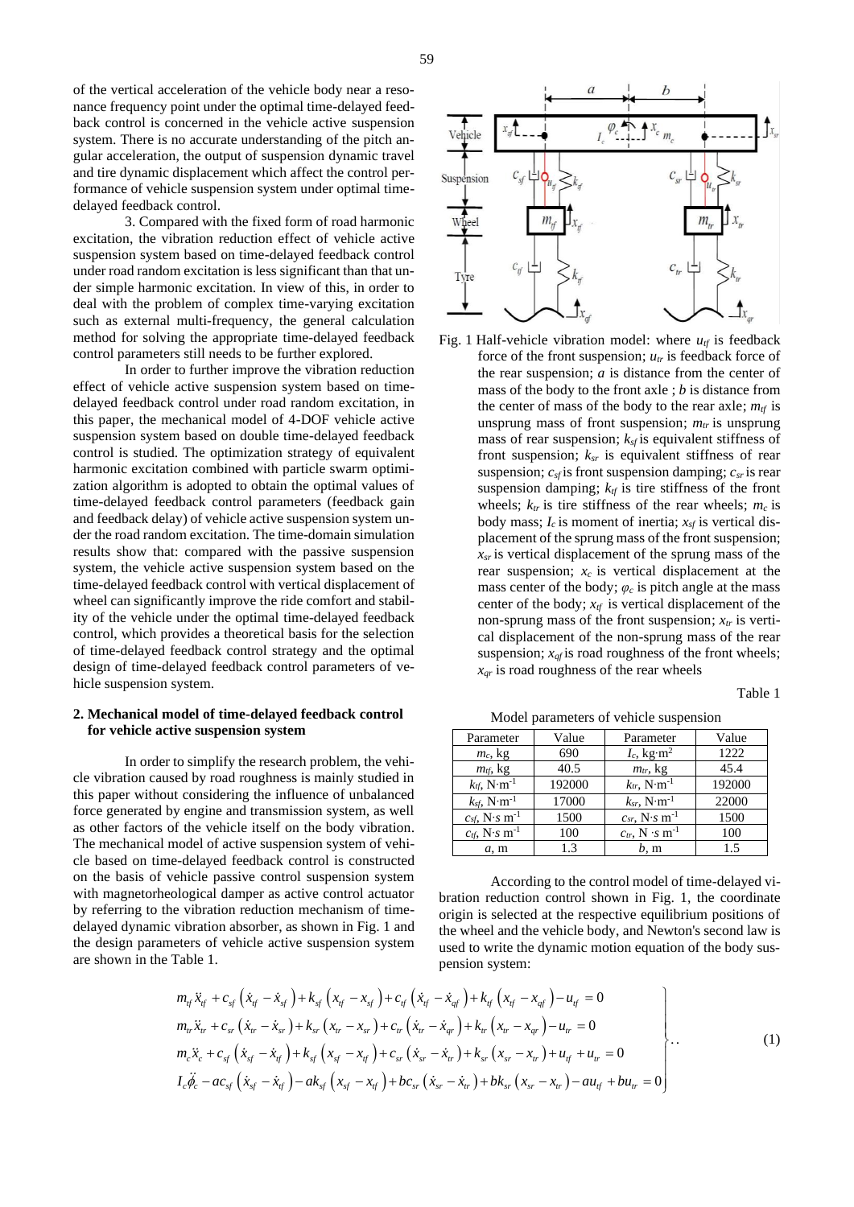of the vertical acceleration of the vehicle body near a resonance frequency point under the optimal time-delayed feedback control is concerned in the vehicle active suspension system. There is no accurate understanding of the pitch angular acceleration, the output of suspension dynamic travel and tire dynamic displacement which affect the control performance of vehicle suspension system under optimal time-delayed feedback control.

3. Compared with the fixed form of road harmonic excitation, the vibration reduction effect of vehicle active suspension system based on time-delayed feedback control under road random excitation is less significant than that under simple harmonic excitation. In view of this, in order to deal with the problem of complex time-varying excitation such as external multi-frequency, the general calculation method for solving the appropriate time-delayed feedback control parameters still needs to be further explored.

In order to further improve the vibration reduction effect of vehicle active suspension system based on time-delayed feedback control under road random excitation, in this paper, the mechanical model of 4-DOF vehicle active suspension system based on double time-delayed feedback control is studied. The optimization strategy of equivalent harmonic excitation combined with particle swarm optimization algorithm is adopted to obtain the optimal values of time-delayed feedback control parameters (feedback gain and feedback delay) of vehicle active suspension system under the road random excitation. The time-domain simulation results show that: compared with the passive suspension system, the vehicle active suspension system based on the time-delayed feedback control with vertical displacement of wheel can significantly improve the ride comfort and stability of the vehicle under the optimal time-delayed feedback control, which provides a theoretical basis for the selection of time-delayed feedback control strategy and the optimal design of time-delayed feedback control parameters of vehicle suspension system.

## 2. Mechanical model of time-delayed feedback control for vehicle active suspension system

In order to simplify the research problem, the vehicle vibration caused by road roughness is mainly studied in this paper without considering the influence of unbalanced force generated by engine and transmission system, as well as other factors of the vehicle itself on the body vibration. The mechanical model of active suspension system of vehicle based on time-delayed feedback control is constructed on the basis of vehicle passive control suspension system with magnetorheological damper as active control actuator by referring to the vibration reduction mechanism of time-delayed dynamic vibration absorber, as shown in Fig. 1 and the design parameters of vehicle active suspension system are shown in the Table 1.

Vehicle
Suspension
Wheel
Tyre
$a$ $b$
$x_{sf}$ $\varphi_c$ $I_c$ $x_c$ $m_c$ $x_{sr}$
$c_{sf}$ $u_{tf}$ $k_{sf}$ $c_{sr}$ $u_{tr}$ $k_{sr}$
$m_{tf}$ $x_{tf}$ $m_{tr}$ $x_{tr}$
$c_{tf}$ $k_{tf}$ $c_{tr}$ $k_{tr}$
$x_{qf}$ $x_{qr}$

Fig. 1 Half-vehicle vibration model: where $u_{tf}$ is feedback force of the front suspension; $u_{tr}$ is feedback force of the rear suspension; $a$ is distance from the center of mass of the body to the front axle ; $b$ is distance from the center of mass of the body to the rear axle; $m_{tf}$ is unsprung mass of front suspension; $m_{tr}$ is unsprung mass of rear suspension; $k_{sf}$ is equivalent stiffness of front suspension; $k_{sr}$ is equivalent stiffness of rear suspension; $c_{sf}$ is front suspension damping; $c_{sr}$ is rear suspension damping; $k_{tf}$ is tire stiffness of the front wheels; $k_{tr}$ is tire stiffness of the rear wheels; $m_c$ is body mass; $I_c$ is moment of inertia; $x_{sf}$ is vertical displacement of the sprung mass of the front suspension; $x_{sr}$ is vertical displacement of the sprung mass of the rear suspension; $x_c$ is vertical displacement at the mass center of the body; $\varphi_c$ is pitch angle at the mass center of the body; $x_{tf}$ is vertical displacement of the non-sprung mass of the front suspension; $x_{tr}$ is vertical displacement of the non-sprung mass of the rear suspension; $x_{qf}$ is road roughness of the front wheels; $x_{qr}$ is road roughness of the rear wheels

Table 1

Model parameters of vehicle suspension

| Parameter | Value | Parameter | Value |
|---|---|---|---|
| $m_c$, kg | 690 | $I_c$, kg·m$^2$ | 1222 |
| $m_{tf}$, kg | 40.5 | $m_{tr}$, kg | 45.4 |
| $k_{tf}$, N·m$^{-1}$ | 192000 | $k_{tr}$, N·m$^{-1}$ | 192000 |
| $k_{sf}$, N·m$^{-1}$ | 17000 | $k_{sr}$, N·m$^{-1}$ | 22000 |
| $c_{sf}$, N·s m$^{-1}$ | 1500 | $c_{sr}$, N·s m$^{-1}$ | 1500 |
| $c_{tf}$, N·s m$^{-1}$ | 100 | $c_{tr}$, N ·s m$^{-1}$ | 100 |
| $a$, m | 1.3 | $b$, m | 1.5 |

According to the control model of time-delayed vibration reduction control shown in Fig. 1, the coordinate origin is selected at the respective equilibrium positions of the wheel and the vehicle body, and Newton's second law is used to write the dynamic motion equation of the body suspension system:

$$\left.\begin{aligned}
&m_{tf}\ddot{x}_{tf}+c_{sf}\left(\dot{x}_{tf}-\dot{x}_{sf}\right)+k_{sf}\left(x_{tf}-x_{sf}\right)+c_{tf}\left(\dot{x}_{tf}-\dot{x}_{qf}\right)+k_{tf}\left(x_{tf}-x_{qf}\right)-u_{tf}=0\\
&m_{tr}\ddot{x}_{tr}+c_{sr}\left(\dot{x}_{tr}-\dot{x}_{sr}\right)+k_{sr}\left(x_{tr}-x_{sr}\right)+c_{tr}\left(\dot{x}_{tr}-\dot{x}_{qr}\right)+k_{tr}\left(x_{tr}-x_{qr}\right)-u_{tr}=0\\
&m_{c}\ddot{x}_{c}+c_{sf}\left(\dot{x}_{sf}-\dot{x}_{tf}\right)+k_{sf}\left(x_{sf}-x_{tf}\right)+c_{sr}\left(\dot{x}_{sr}-\dot{x}_{tr}\right)+k_{sr}\left(x_{sr}-x_{tr}\right)+u_{tf}+u_{tr}=0\\
&I_{c}\ddot{\varphi}_{c}-ac_{sf}\left(\dot{x}_{sf}-\dot{x}_{tf}\right)-ak_{sf}\left(x_{sf}-x_{tf}\right)+bc_{sr}\left(\dot{x}_{sr}-\dot{x}_{tr}\right)+bk_{sr}\left(x_{sr}-x_{tr}\right)-au_{tf}+bu_{tr}=0
\end{aligned}\right\}. \quad (1)$$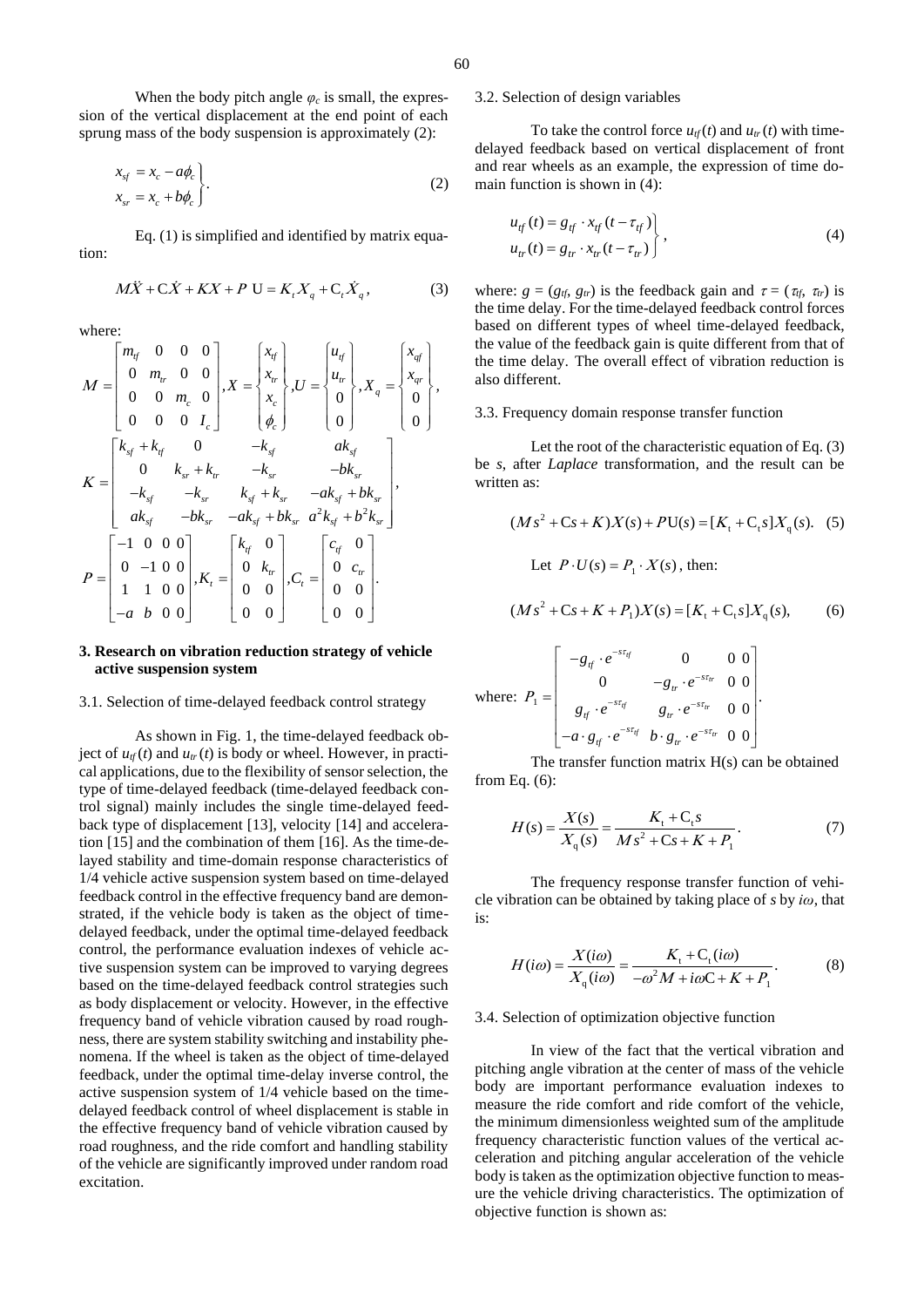When the body pitch angle $\varphi_c$ is small, the expression of the vertical displacement at the end point of each sprung mass of the body suspension is approximately (2):

$$\left.\begin{aligned} x_{sf} &= x_c - a\phi_c \\ x_{sr} &= x_c + b\phi_c \end{aligned}\right\}. \tag{2}$$

Eq. (1) is simplified and identified by matrix equation:

$$M\ddot{X} + C\dot{X} + KX + P\,U = K_t X_q + C_t \dot{X}_q, \tag{3}$$

where:

$$M = \begin{bmatrix} m_{tf} & 0 & 0 & 0 \\ 0 & m_{tr} & 0 & 0 \\ 0 & 0 & m_c & 0 \\ 0 & 0 & 0 & I_c \end{bmatrix}, X = \begin{Bmatrix} x_{tf} \\ x_{tr} \\ x_c \\ \phi_c \end{Bmatrix}, U = \begin{Bmatrix} u_{tf} \\ u_{tr} \\ 0 \\ 0 \end{Bmatrix}, X_q = \begin{Bmatrix} x_{qf} \\ x_{qr} \\ 0 \\ 0 \end{Bmatrix},$$

$$K = \begin{bmatrix} k_{sf} + k_{tf} & 0 & -k_{sf} & ak_{sf} \\ 0 & k_{sr} + k_{tr} & -k_{sr} & -bk_{sr} \\ -k_{sf} & -k_{sr} & k_{sf} + k_{sr} & -ak_{sf} + bk_{sr} \\ ak_{sf} & -bk_{sr} & -ak_{sf} + bk_{sr} & a^2 k_{sf} + b^2 k_{sr} \end{bmatrix},$$

$$P = \begin{bmatrix} -1 & 0 & 0 & 0 \\ 0 & -1 & 0 & 0 \\ 1 & 1 & 0 & 0 \\ -a & b & 0 & 0 \end{bmatrix}, K_t = \begin{bmatrix} k_{tf} & 0 \\ 0 & k_{tr} \\ 0 & 0 \\ 0 & 0 \end{bmatrix}, C_t = \begin{bmatrix} c_{tf} & 0 \\ 0 & c_{tr} \\ 0 & 0 \\ 0 & 0 \end{bmatrix}.$$

## 3. Research on vibration reduction strategy of vehicle active suspension system

### 3.1. Selection of time-delayed feedback control strategy

As shown in Fig. 1, the time-delayed feedback object of $u_{tf}(t)$ and $u_{tr}(t)$ is body or wheel. However, in practical applications, due to the flexibility of sensor selection, the type of time-delayed feedback (time-delayed feedback control signal) mainly includes the single time-delayed feedback type of displacement [13], velocity [14] and acceleration [15] and the combination of them [16]. As the time-delayed stability and time-domain response characteristics of 1/4 vehicle active suspension system based on time-delayed feedback control in the effective frequency band are demonstrated, if the vehicle body is taken as the object of time-delayed feedback, under the optimal time-delayed feedback control, the performance evaluation indexes of vehicle active suspension system can be improved to varying degrees based on the time-delayed feedback control strategies such as body displacement or velocity. However, in the effective frequency band of vehicle vibration caused by road roughness, there are system stability switching and instability phenomena. If the wheel is taken as the object of time-delayed feedback, under the optimal time-delay inverse control, the active suspension system of 1/4 vehicle based on the time-delayed feedback control of wheel displacement is stable in the effective frequency band of vehicle vibration caused by road roughness, and the ride comfort and handling stability of the vehicle are significantly improved under random road excitation.

### 3.2. Selection of design variables

To take the control force $u_{tf}(t)$ and $u_{tr}(t)$ with time-delayed feedback based on vertical displacement of front and rear wheels as an example, the expression of time domain function is shown in (4):

$$\left.\begin{aligned} u_{tf}(t) &= g_{tf} \cdot x_{tf}(t - \tau_{tf}) \\ u_{tr}(t) &= g_{tr} \cdot x_{tr}(t - \tau_{tr}) \end{aligned}\right\}, \tag{4}$$

where: $g = (g_{tf}, g_{tr})$ is the feedback gain and $\tau = (\tau_{tf}, \tau_{tr})$ is the time delay. For the time-delayed feedback control forces based on different types of wheel time-delayed feedback, the value of the feedback gain is quite different from that of the time delay. The overall effect of vibration reduction is also different.

### 3.3. Frequency domain response transfer function

Let the root of the characteristic equation of Eq. (3) be *s*, after *Laplace* transformation, and the result can be written as:

$$(Ms^2 + Cs + K)X(s) + PU(s) = [K_t + C_t s]X_q(s). \tag{5}$$

Let $P \cdot U(s) = P_1 \cdot X(s)$, then:

$$(Ms^2 + Cs + K + P_1)X(s) = [K_t + C_t s]X_q(s), \tag{6}$$

where: $P_1 = \begin{bmatrix} -g_{tf} \cdot e^{-s\tau_{tf}} & 0 & 0 & 0 \\ 0 & -g_{tr} \cdot e^{-s\tau_{tr}} & 0 & 0 \\ g_{tf} \cdot e^{-s\tau_{tf}} & g_{tr} \cdot e^{-s\tau_{tr}} & 0 & 0 \\ -a \cdot g_{tf} \cdot e^{-s\tau_{tf}} & b \cdot g_{tr} \cdot e^{-s\tau_{tr}} & 0 & 0 \end{bmatrix}$.

The transfer function matrix H(s) can be obtained from Eq. (6):

$$H(s) = \frac{X(s)}{X_q(s)} = \frac{K_t + C_t s}{Ms^2 + Cs + K + P_1}. \tag{7}$$

The frequency response transfer function of vehicle vibration can be obtained by taking place of *s* by $i\omega$, that is:

$$H(i\omega) = \frac{X(i\omega)}{X_q(i\omega)} = \frac{K_t + C_t(i\omega)}{-\omega^2 M + i\omega C + K + P_1}. \tag{8}$$

### 3.4. Selection of optimization objective function

In view of the fact that the vertical vibration and pitching angle vibration at the center of mass of the vehicle body are important performance evaluation indexes to measure the ride comfort and ride comfort of the vehicle, the minimum dimensionless weighted sum of the amplitude frequency characteristic function values of the vertical acceleration and pitching angular acceleration of the vehicle body is taken as the optimization objective function to measure the vehicle driving characteristics. The optimization of objective function is shown as: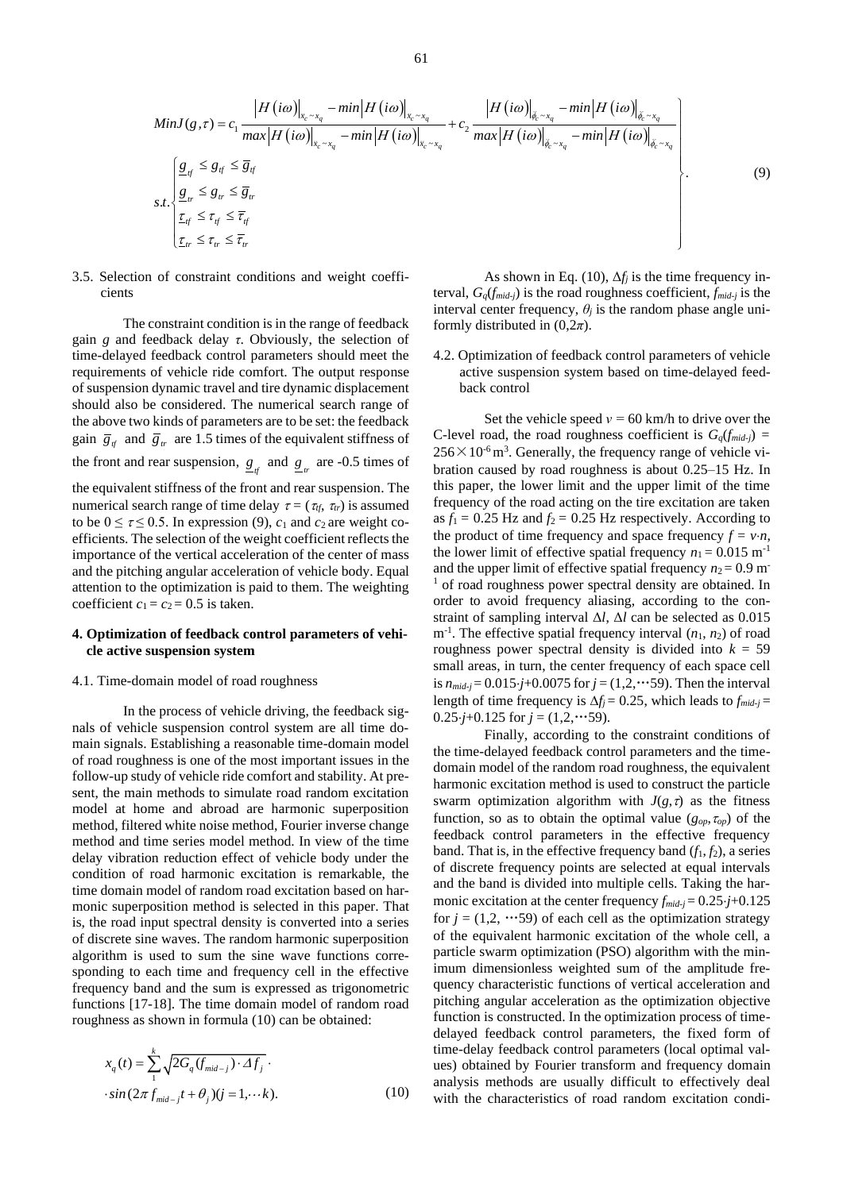$$
\left.
\begin{aligned}
&MinJ(g,\tau)=c_1\frac{\left|H(i\omega)\right|_{\ddot{x}_c\sim x_q}-min\left|H(i\omega)\right|_{\ddot{x}_c\sim x_q}}{max\left|H(i\omega)\right|_{\ddot{x}_c\sim x_q}-min\left|H(i\omega)\right|_{\ddot{x}_c\sim x_q}}+c_2\frac{\left|H(i\omega)\right|_{\ddot{\phi}_c\sim x_q}-min\left|H(i\omega)\right|_{\ddot{\phi}_c\sim x_q}}{max\left|H(i\omega)\right|_{\ddot{\phi}_c\sim x_q}-min\left|H(i\omega)\right|_{\ddot{\phi}_c\sim x_q}}\\
&s.t.\begin{cases}
\underline{g}_{tf}\le g_{tf}\le \overline{g}_{tf}\\
\underline{g}_{tr}\le g_{tr}\le \overline{g}_{tr}\\
\underline{\tau}_{tf}\le \tau_{tf}\le \overline{\tau}_{tf}\\
\underline{\tau}_{tr}\le \tau_{tr}\le \overline{\tau}_{tr}
\end{cases}
\end{aligned}
\right\}. \tag{9}
$$

### 3.5. Selection of constraint conditions and weight coefficients

The constraint condition is in the range of feedback gain $g$ and feedback delay $\tau$. Obviously, the selection of time-delayed feedback control parameters should meet the requirements of vehicle ride comfort. The output response of suspension dynamic travel and tire dynamic displacement should also be considered. The numerical search range of the above two kinds of parameters are to be set: the feedback gain $\overline{g}_{tf}$ and $\overline{g}_{tr}$ are 1.5 times of the equivalent stiffness of the front and rear suspension, $\underline{g}_{tf}$ and $\underline{g}_{tr}$ are -0.5 times of the equivalent stiffness of the front and rear suspension. The numerical search range of time delay $\tau = (\tau_{tf}, \tau_{tr})$ is assumed to be $0 \le \tau \le 0.5$. In expression (9), $c_1$ and $c_2$ are weight coefficients. The selection of the weight coefficient reflects the importance of the vertical acceleration of the center of mass and the pitching angular acceleration of vehicle body. Equal attention to the optimization is paid to them. The weighting coefficient $c_1 = c_2 = 0.5$ is taken.

## 4. Optimization of feedback control parameters of vehicle active suspension system

### 4.1. Time-domain model of road roughness

In the process of vehicle driving, the feedback signals of vehicle suspension control system are all time domain signals. Establishing a reasonable time-domain model of road roughness is one of the most important issues in the follow-up study of vehicle ride comfort and stability. At present, the main methods to simulate road random excitation model at home and abroad are harmonic superposition method, filtered white noise method, Fourier inverse change method and time series model method. In view of the time delay vibration reduction effect of vehicle body under the condition of road harmonic excitation is remarkable, the time domain model of random road excitation based on harmonic superposition method is selected in this paper. That is, the road input spectral density is converted into a series of discrete sine waves. The random harmonic superposition algorithm is used to sum the sine wave functions corresponding to each time and frequency cell in the effective frequency band and the sum is expressed as trigonometric functions [17-18]. The time domain model of random road roughness as shown in formula (10) can be obtained:

$$
\begin{aligned}
x_q(t)=\sum_{1}^{k}\sqrt{2G_q(f_{mid-j})\cdot\Delta f_j}\cdot\\
\cdot sin(2\pi f_{mid-j}t+\theta_j)(j=1,\cdots k).
\end{aligned} \tag{10}
$$

As shown in Eq. (10), $\Delta f_j$ is the time frequency interval, $G_q(f_{mid-j})$ is the road roughness coefficient, $f_{mid-j}$ is the interval center frequency, $\theta_j$ is the random phase angle uniformly distributed in $(0,2\pi)$.

### 4.2. Optimization of feedback control parameters of vehicle active suspension system based on time-delayed feedback control

Set the vehicle speed $v = 60$ km/h to drive over the C-level road, the road roughness coefficient is $G_q(f_{mid-j}) = 256\times10^{-6}\,\mathrm{m}^3$. Generally, the frequency range of vehicle vibration caused by road roughness is about 0.25–15 Hz. In this paper, the lower limit and the upper limit of the time frequency of the road acting on the tire excitation are taken as $f_1 = 0.25$ Hz and $f_2 = 0.25$ Hz respectively. According to the product of time frequency and space frequency $f = v\cdot n$, the lower limit of effective spatial frequency $n_1 = 0.015\,\mathrm{m}^{-1}$ and the upper limit of effective spatial frequency $n_2 = 0.9\,\mathrm{m}^{-1}$ of road roughness power spectral density are obtained. In order to avoid frequency aliasing, according to the constraint of sampling interval $\Delta l$, $\Delta l$ can be selected as 0.015 $\mathrm{m}^{-1}$. The effective spatial frequency interval $(n_1, n_2)$ of road roughness power spectral density is divided into $k = 59$ small areas, in turn, the center frequency of each space cell is $n_{mid-j} = 0.015\cdot j+0.0075$ for $j = (1,2,\cdots59)$. Then the interval length of time frequency is $\Delta f_j = 0.25$, which leads to $f_{mid-j} = 0.25\cdot j+0.125$ for $j = (1,2,\cdots59)$.

Finally, according to the constraint conditions of the time-delayed feedback control parameters and the time-domain model of the random road roughness, the equivalent harmonic excitation method is used to construct the particle swarm optimization algorithm with $J(g,\tau)$ as the fitness function, so as to obtain the optimal value $(g_{op}, \tau_{op})$ of the feedback control parameters in the effective frequency band. That is, in the effective frequency band $(f_1, f_2)$, a series of discrete frequency points are selected at equal intervals and the band is divided into multiple cells. Taking the harmonic excitation at the center frequency $f_{mid-j} = 0.25\cdot j+0.125$ for $j = (1,2, \cdots59)$ of each cell as the optimization strategy of the equivalent harmonic excitation of the whole cell, a particle swarm optimization (PSO) algorithm with the minimum dimensionless weighted sum of the amplitude frequency characteristic functions of vertical acceleration and pitching angular acceleration as the optimization objective function is constructed. In the optimization process of time-delayed feedback control parameters, the fixed form of time-delay feedback control parameters (local optimal values) obtained by Fourier transform and frequency domain analysis methods are usually difficult to effectively deal with the characteristics of road random excitation condi-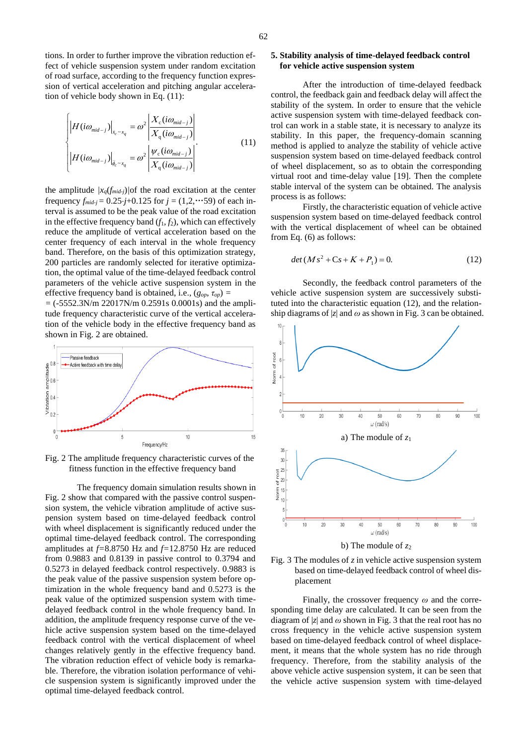tions. In order to further improve the vibration reduction effect of vehicle suspension system under random excitation of road surface, according to the frequency function expression of vertical acceleration and pitching angular acceleration of vehicle body shown in Eq. (11):

$$\begin{cases} \left|H(i\omega_{mid-j})\right|_{\ddot{x}_c\sim x_q} = \omega^2 \left|\dfrac{X_c(i\omega_{mid-j})}{X_q(i\omega_{mid-j})}\right| \\ \left|H(i\omega_{mid-j})\right|_{\ddot{\phi}_c\sim x_q} = \omega^2 \left|\dfrac{\psi_c(i\omega_{mid-j})}{X_q(i\omega_{mid-j})}\right| \end{cases}. \tag{11}$$

the amplitude $|x_q(f_{mid\text{-}j})|$of the road excitation at the center frequency $f_{mid\text{-}j} = 0.25{\cdot}j{+}0.125$ for $j = (1,2,\cdots59)$ of each interval is assumed to be the peak value of the road excitation in the effective frequency band ($f_1$, $f_2$), which can effectively reduce the amplitude of vertical acceleration based on the center frequency of each interval in the whole frequency band. Therefore, on the basis of this optimization strategy, 200 particles are randomly selected for iterative optimization, the optimal value of the time-delayed feedback control parameters of the vehicle active suspension system in the effective frequency band is obtained, i.e., ($g_{op}$, $\tau_{op}$) = = (-5552.3N/m 22017N/m 0.2591s 0.0001s) and the amplitude frequency characteristic curve of the vertical acceleration of the vehicle body in the effective frequency band as shown in Fig. 2 are obtained.

Passive feedback
Active feedback with time delay
Vibration amplitude
Frequency/Hz
0
0.2
0.4
0.6
0.8
1
0
5
10
15

Fig. 2 The amplitude frequency characteristic curves of the fitness function in the effective frequency band

The frequency domain simulation results shown in Fig. 2 show that compared with the passive control suspension system, the vehicle vibration amplitude of active suspension system based on time-delayed feedback control with wheel displacement is significantly reduced under the optimal time-delayed feedback control. The corresponding amplitudes at $f$=8.8750 Hz and $f$=12.8750 Hz are reduced from 0.9883 and 0.8139 in passive control to 0.3794 and 0.5273 in delayed feedback control respectively. 0.9883 is the peak value of the passive suspension system before optimization in the whole frequency band and 0.5273 is the peak value of the optimized suspension system with time-delayed feedback control in the whole frequency band. In addition, the amplitude frequency response curve of the vehicle active suspension system based on the time-delayed feedback control with the vertical displacement of wheel changes relatively gently in the effective frequency band. The vibration reduction effect of vehicle body is remarkable. Therefore, the vibration isolation performance of vehicle suspension system is significantly improved under the optimal time-delayed feedback control.

## 5. Stability analysis of time-delayed feedback control for vehicle active suspension system

After the introduction of time-delayed feedback control, the feedback gain and feedback delay will affect the stability of the system. In order to ensure that the vehicle active suspension system with time-delayed feedback control can work in a stable state, it is necessary to analyze its stability. In this paper, the frequency-domain scanning method is applied to analyze the stability of vehicle active suspension system based on time-delayed feedback control of wheel displacement, so as to obtain the corresponding virtual root and time-delay value [19]. Then the complete stable interval of the system can be obtained. The analysis process is as follows:

Firstly, the characteristic equation of vehicle active suspension system based on time-delayed feedback control with the vertical displacement of wheel can be obtained from Eq. (6) as follows:

$$det(Ms^2 + Cs + K + P_1) = 0. \tag{12}$$

Secondly, the feedback control parameters of the vehicle active suspension system are successively substituted into the characteristic equation (12), and the relationship diagrams of $|z|$ and $\omega$ as shown in Fig. 3 can be obtained.

Norm of root
$\omega$ (rad/s)
0
2
4
6
8
10
0
10
20
30
40
50
60
70
80
90
100

a) The module of $z_1$

Norm of root
$\omega$ (rad/s)
0
5
10
15
20
25
30
35
0
10
20
30
40
50
60
70
80
90
100

b) The module of $z_2$

Fig. 3 The modules of $z$ in vehicle active suspension system based on time-delayed feedback control of wheel displacement

Finally, the crossover frequency $\omega$ and the corresponding time delay are calculated. It can be seen from the diagram of $|z|$ and $\omega$ shown in Fig. 3 that the real root has no cross frequency in the vehicle active suspension system based on time-delayed feedback control of wheel displacement, it means that the whole system has no ride through frequency. Therefore, from the stability analysis of the above vehicle active suspension system, it can be seen that the vehicle active suspension system with time-delayed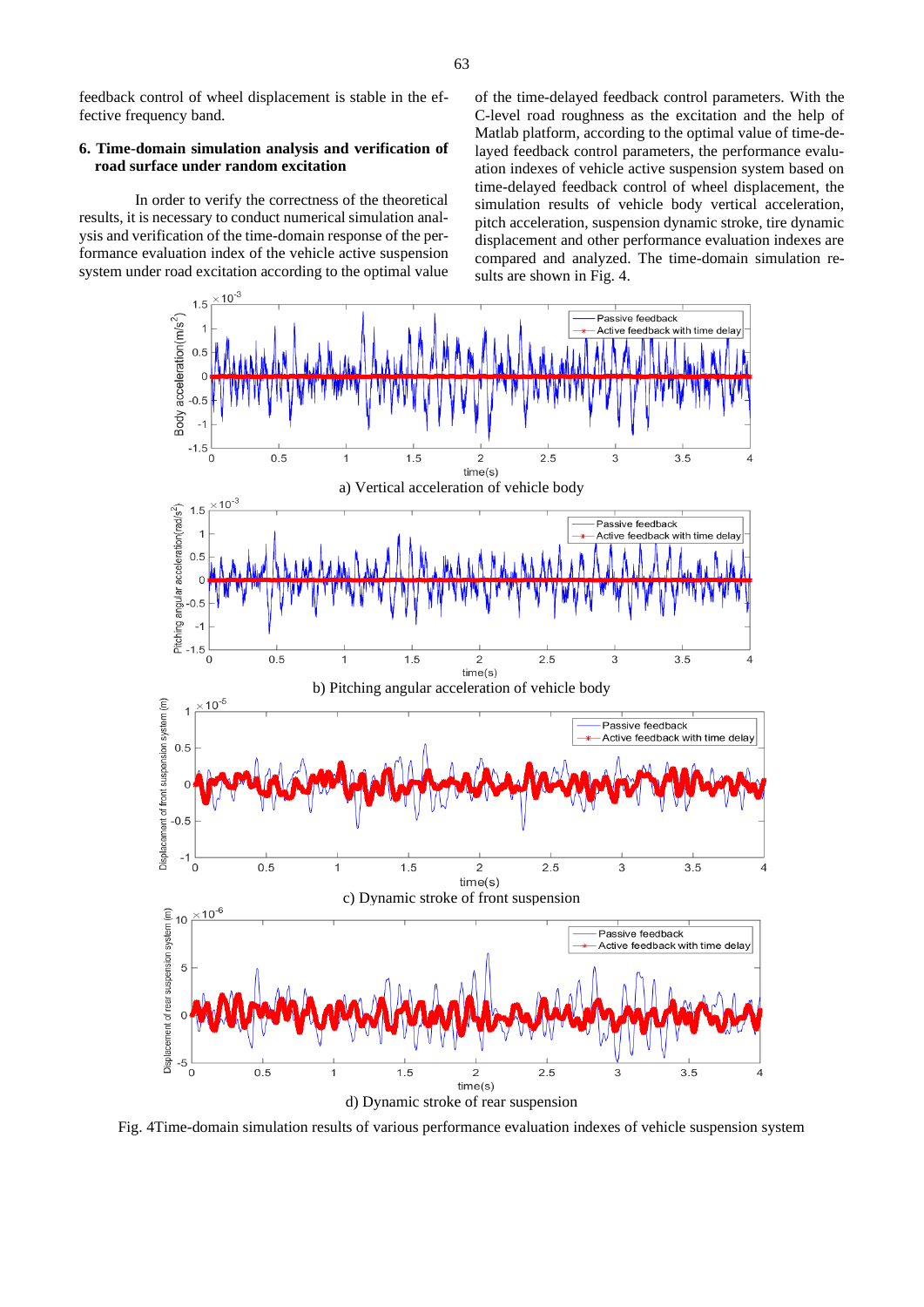feedback control of wheel displacement is stable in the effective frequency band.

## 6. Time-domain simulation analysis and verification of road surface under random excitation

In order to verify the correctness of the theoretical results, it is necessary to conduct numerical simulation analysis and verification of the time-domain response of the performance evaluation index of the vehicle active suspension system under road excitation according to the optimal value of the time-delayed feedback control parameters. With the C-level road roughness as the excitation and the help of Matlab platform, according to the optimal value of time-delayed feedback control parameters, the performance evaluation indexes of vehicle active suspension system based on time-delayed feedback control of wheel displacement, the simulation results of vehicle body vertical acceleration, pitch acceleration, suspension dynamic stroke, tire dynamic displacement and other performance evaluation indexes are compared and analyzed. The time-domain simulation results are shown in Fig. 4.

$\times 10^{-3}$
Body acceleration(m/s$^2$)
1.5
1
0.5
0
-0.5
-1
-1.5
0 0.5 1 1.5 2 2.5 3 3.5 4
time(s)
Passive feedback
Active feedback with time delay

a) Vertical acceleration of vehicle body

$\times 10^{-3}$
Pitching angular acceleration(rad/s$^2$)
1.5
1
0.5
0
-0.5
-1
-1.5
0 0.5 1 1.5 2 2.5 3 3.5 4
time(s)
Passive feedback
Active feedback with time delay

b) Pitching angular acceleration of vehicle body

$\times 10^{-5}$
Displacement of front suspension system (m)
1
0.5
0
-0.5
-1
0 0.5 1 1.5 2 2.5 3 3.5 4
time(s)
Passive feedback
Active feedback with time delay

c) Dynamic stroke of front suspension

$\times 10^{-6}$
Displacement of rear suspension system (m)
10
5
0
-5
0 0.5 1 1.5 2 2.5 3 3.5 4
time(s)
Passive feedback
Active feedback with time delay

d) Dynamic stroke of rear suspension

Fig. 4Time-domain simulation results of various performance evaluation indexes of vehicle suspension system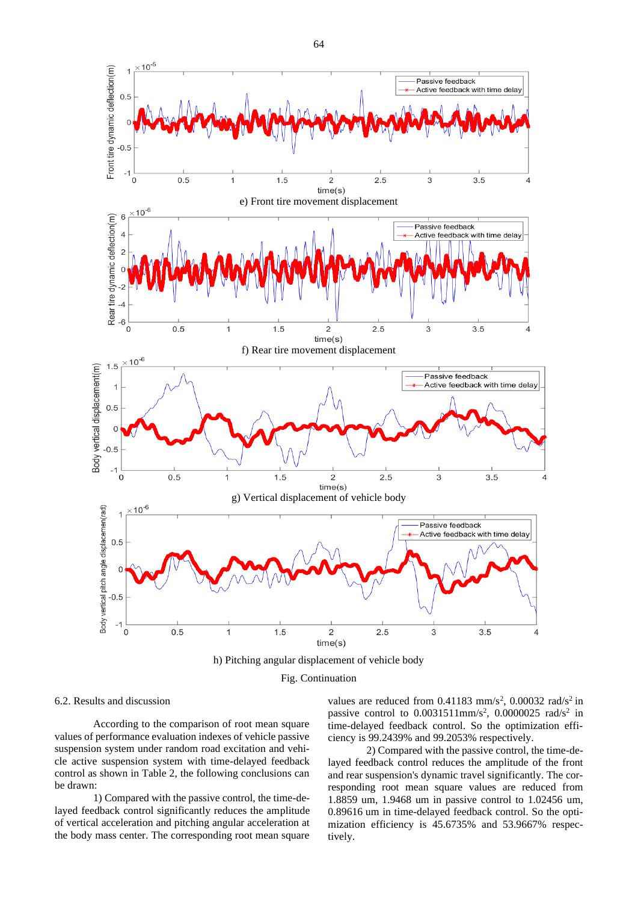×10⁻⁵

Front tire dynamic deflection(m)

Passive feedback

Active feedback with time delay

time(s)

e) Front tire movement displacement

×10⁻⁶

Rear tire dynamic deflection(m)

Passive feedback

Active feedback with time delay

time(s)

f) Rear tire movement displacement

×10⁻⁶

Body vertical displacement(m)

Passive feedback

Active feedback with time delay

time(s)

g) Vertical displacement of vehicle body

×10⁻⁶

Body vertical pitch angle displacemen(rad)

Passive feedback

Active feedback with time delay

time(s)

h) Pitching angular displacement of vehicle body

Fig. Continuation

## 6.2. Results and discussion

According to the comparison of root mean square values of performance evaluation indexes of vehicle passive suspension system under random road excitation and vehicle active suspension system with time-delayed feedback control as shown in Table 2, the following conclusions can be drawn:

1) Compared with the passive control, the time-delayed feedback control significantly reduces the amplitude of vertical acceleration and pitching angular acceleration at the body mass center. The corresponding root mean square values are reduced from 0.41183 mm/s$^2$, 0.00032 rad/s$^2$ in passive control to 0.0031511mm/s$^2$, 0.0000025 rad/s$^2$ in time-delayed feedback control. So the optimization efficiency is 99.2439% and 99.2053% respectively.

2) Compared with the passive control, the time-delayed feedback control reduces the amplitude of the front and rear suspension's dynamic travel significantly. The corresponding root mean square values are reduced from 1.8859 um, 1.9468 um in passive control to 1.02456 um, 0.89616 um in time-delayed feedback control. So the optimization efficiency is 45.6735% and 53.9667% respectively.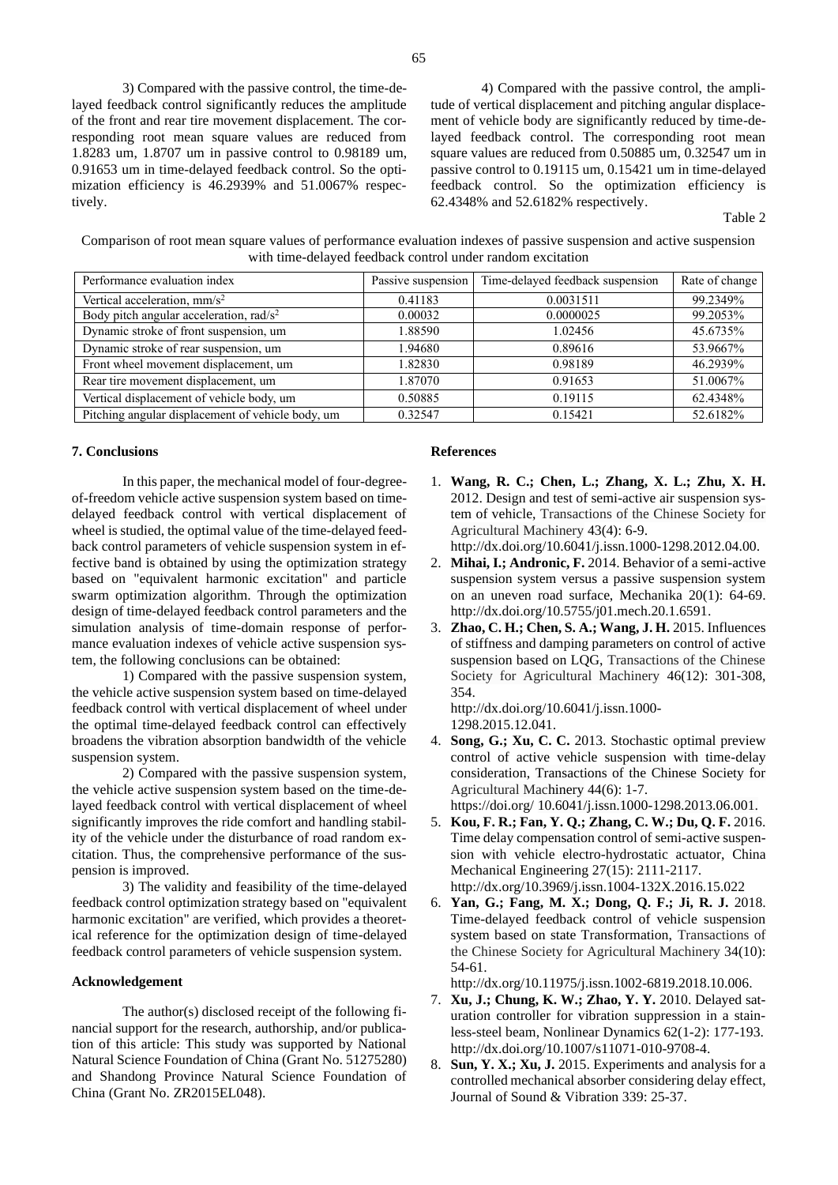3) Compared with the passive control, the time-delayed feedback control significantly reduces the amplitude of the front and rear tire movement displacement. The corresponding root mean square values are reduced from 1.8283 um, 1.8707 um in passive control to 0.98189 um, 0.91653 um in time-delayed feedback control. So the optimization efficiency is 46.2939% and 51.0067% respectively.

4) Compared with the passive control, the amplitude of vertical displacement and pitching angular displacement of vehicle body are significantly reduced by time-delayed feedback control. The corresponding root mean square values are reduced from 0.50885 um, 0.32547 um in passive control to 0.19115 um, 0.15421 um in time-delayed feedback control. So the optimization efficiency is 62.4348% and 52.6182% respectively.

Table 2

Comparison of root mean square values of performance evaluation indexes of passive suspension and active suspension with time-delayed feedback control under random excitation

| Performance evaluation index | Passive suspension | Time-delayed feedback suspension | Rate of change |
|---|---|---|---|
| Vertical acceleration, mm/s$^2$ | 0.41183 | 0.0031511 | 99.2349% |
| Body pitch angular acceleration, rad/s$^2$ | 0.00032 | 0.0000025 | 99.2053% |
| Dynamic stroke of front suspension, um | 1.88590 | 1.02456 | 45.6735% |
| Dynamic stroke of rear suspension, um | 1.94680 | 0.89616 | 53.9667% |
| Front wheel movement displacement, um | 1.82830 | 0.98189 | 46.2939% |
| Rear tire movement displacement, um | 1.87070 | 0.91653 | 51.0067% |
| Vertical displacement of vehicle body, um | 0.50885 | 0.19115 | 62.4348% |
| Pitching angular displacement of vehicle body, um | 0.32547 | 0.15421 | 52.6182% |

## 7. Conclusions

In this paper, the mechanical model of four-degree-of-freedom vehicle active suspension system based on time-delayed feedback control with vertical displacement of wheel is studied, the optimal value of the time-delayed feedback control parameters of vehicle suspension system in effective band is obtained by using the optimization strategy based on "equivalent harmonic excitation" and particle swarm optimization algorithm. Through the optimization design of time-delayed feedback control parameters and the simulation analysis of time-domain response of performance evaluation indexes of vehicle active suspension system, the following conclusions can be obtained:

1) Compared with the passive suspension system, the vehicle active suspension system based on time-delayed feedback control with vertical displacement of wheel under the optimal time-delayed feedback control can effectively broadens the vibration absorption bandwidth of the vehicle suspension system.

2) Compared with the passive suspension system, the vehicle active suspension system based on the time-delayed feedback control with vertical displacement of wheel significantly improves the ride comfort and handling stability of the vehicle under the disturbance of road random excitation. Thus, the comprehensive performance of the suspension is improved.

3) The validity and feasibility of the time-delayed feedback control optimization strategy based on "equivalent harmonic excitation" are verified, which provides a theoretical reference for the optimization design of time-delayed feedback control parameters of vehicle suspension system.

## Acknowledgement

The author(s) disclosed receipt of the following financial support for the research, authorship, and/or publication of this article: This study was supported by National Natural Science Foundation of China (Grant No. 51275280) and Shandong Province Natural Science Foundation of China (Grant No. ZR2015EL048).

## References

1. **Wang, R. C.; Chen, L.; Zhang, X. L.; Zhu, X. H.** 2012. Design and test of semi-active air suspension system of vehicle, Transactions of the Chinese Society for Agricultural Machinery 43(4): 6-9. http://dx.doi.org/10.6041/j.issn.1000-1298.2012.04.00.
2. **Mihai, I.; Andronic, F.** 2014. Behavior of a semi-active suspension system versus a passive suspension system on an uneven road surface, Mechanika 20(1): 64-69. http://dx.doi.org/10.5755/j01.mech.20.1.6591.
3. **Zhao, C. H.; Chen, S. A.; Wang, J. H.** 2015. Influences of stiffness and damping parameters on control of active suspension based on LQG, Transactions of the Chinese Society for Agricultural Machinery 46(12): 301-308, 354. http://dx.doi.org/10.6041/j.issn.1000-1298.2015.12.041.
4. **Song, G.; Xu, C. C.** 2013. Stochastic optimal preview control of active vehicle suspension with time-delay consideration, Transactions of the Chinese Society for Agricultural Machinery 44(6): 1-7. https://doi.org/ 10.6041/j.issn.1000-1298.2013.06.001.
5. **Kou, F. R.; Fan, Y. Q.; Zhang, C. W.; Du, Q. F.** 2016. Time delay compensation control of semi-active suspension with vehicle electro-hydrostatic actuator, China Mechanical Engineering 27(15): 2111-2117. http://dx.org/10.3969/j.issn.1004-132X.2016.15.022
6. **Yan, G.; Fang, M. X.; Dong, Q. F.; Ji, R. J.** 2018. Time-delayed feedback control of vehicle suspension system based on state Transformation, Transactions of the Chinese Society for Agricultural Machinery 34(10): 54-61. http://dx.doi.org/10.11975/j.issn.1002-6819.2018.10.006.
7. **Xu, J.; Chung, K. W.; Zhao, Y. Y.** 2010. Delayed saturation controller for vibration suppression in a stainless-steel beam, Nonlinear Dynamics 62(1-2): 177-193. http://dx.doi.org/10.1007/s11071-010-9708-4.
8. **Sun, Y. X.; Xu, J.** 2015. Experiments and analysis for a controlled mechanical absorber considering delay effect, Journal of Sound & Vibration 339: 25-37.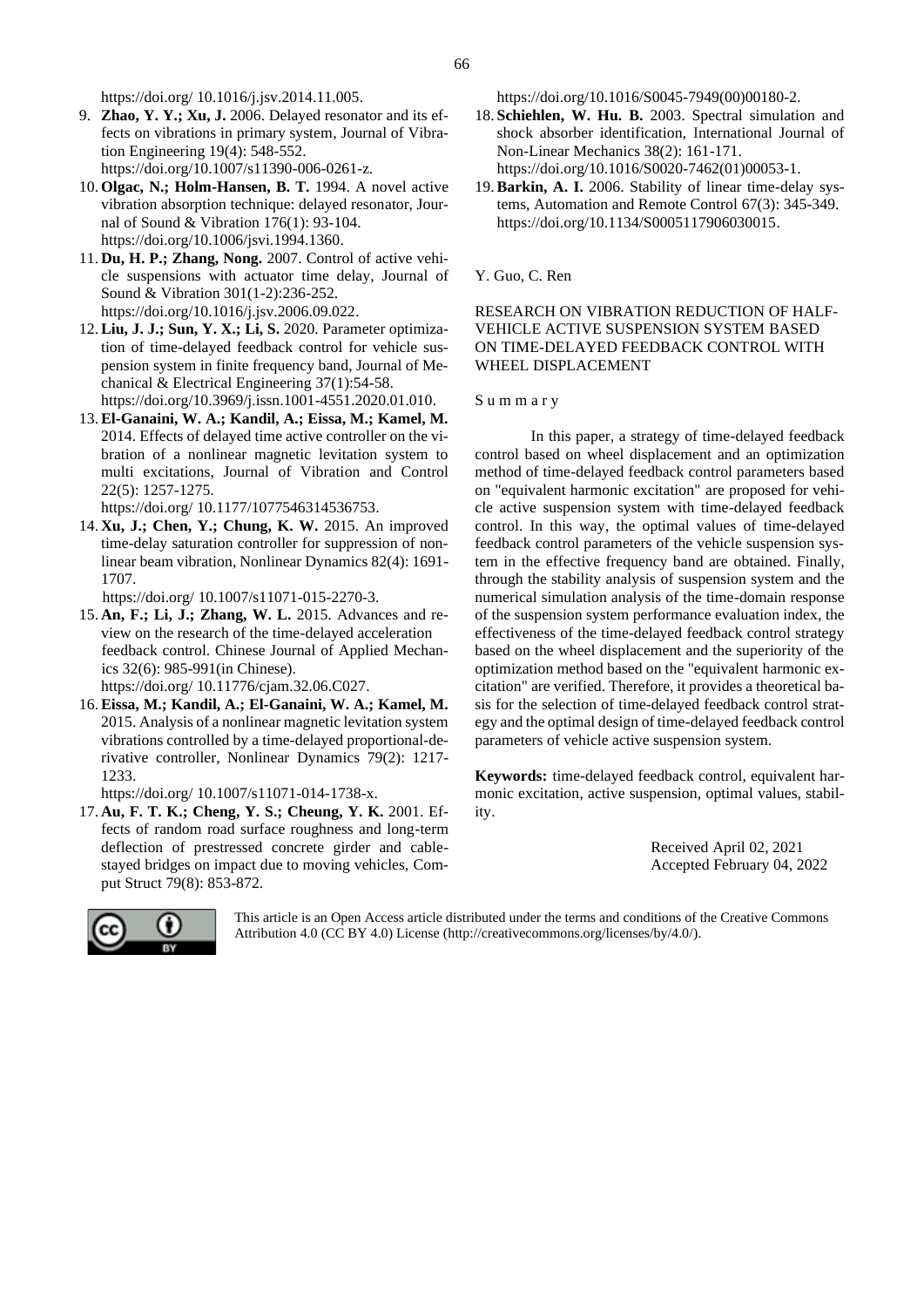https://doi.org/ 10.1016/j.jsv.2014.11.005.

9. **Zhao, Y. Y.; Xu, J.** 2006. Delayed resonator and its effects on vibrations in primary system, Journal of Vibration Engineering 19(4): 548-552.
https://doi.org/10.1007/s11390-006-0261-z.
10. **Olgac, N.; Holm-Hansen, B. T.** 1994. A novel active vibration absorption technique: delayed resonator, Journal of Sound & Vibration 176(1): 93-104.
https://doi.org/10.1006/jsvi.1994.1360.
11. **Du, H. P.; Zhang, Nong.** 2007. Control of active vehicle suspensions with actuator time delay, Journal of Sound & Vibration 301(1-2):236-252.
https://doi.org/10.1016/j.jsv.2006.09.022.
12. **Liu, J. J.; Sun, Y. X.; Li, S.** 2020. Parameter optimization of time-delayed feedback control for vehicle suspension system in finite frequency band, Journal of Mechanical & Electrical Engineering 37(1):54-58.
https://doi.org/10.3969/j.issn.1001-4551.2020.01.010.
13. **El-Ganaini, W. A.; Kandil, A.; Eissa, M.; Kamel, M.** 2014. Effects of delayed time active controller on the vibration of a nonlinear magnetic levitation system to multi excitations, Journal of Vibration and Control 22(5): 1257-1275.
https://doi.org/ 10.1177/1077546314536753.
14. **Xu, J.; Chen, Y.; Chung, K. W.** 2015. An improved time-delay saturation controller for suppression of nonlinear beam vibration, Nonlinear Dynamics 82(4): 1691-1707.
https://doi.org/ 10.1007/s11071-015-2270-3.
15. **An, F.; Li, J.; Zhang, W. L.** 2015. Advances and review on the research of the time-delayed acceleration feedback control. Chinese Journal of Applied Mechanics 32(6): 985-991(in Chinese).
https://doi.org/ 10.11776/cjam.32.06.C027.
16. **Eissa, M.; Kandil, A.; El-Ganaini, W. A.; Kamel, M.** 2015. Analysis of a nonlinear magnetic levitation system vibrations controlled by a time-delayed proportional-derivative controller, Nonlinear Dynamics 79(2): 1217-1233.
https://doi.org/ 10.1007/s11071-014-1738-x.
17. **Au, F. T. K.; Cheng, Y. S.; Cheung, Y. K.** 2001. Effects of random road surface roughness and long-term deflection of prestressed concrete girder and cable-stayed bridges on impact due to moving vehicles, Comput Struct 79(8): 853-872.
https://doi.org/10.1016/S0045-7949(00)00180-2.
18. **Schiehlen, W. Hu. B.** 2003. Spectral simulation and shock absorber identification, International Journal of Non-Linear Mechanics 38(2): 161-171.
https://doi.org/10.1016/S0020-7462(01)00053-1.
19. **Barkin, A. I.** 2006. Stability of linear time-delay systems, Automation and Remote Control 67(3): 345-349.
https://doi.org/10.1134/S0005117906030015.

Y. Guo, C. Ren

RESEARCH ON VIBRATION REDUCTION OF HALF-VEHICLE ACTIVE SUSPENSION SYSTEM BASED ON TIME-DELAYED FEEDBACK CONTROL WITH WHEEL DISPLACEMENT

S u m m a r y

In this paper, a strategy of time-delayed feedback control based on wheel displacement and an optimization method of time-delayed feedback control parameters based on "equivalent harmonic excitation" are proposed for vehicle active suspension system with time-delayed feedback control. In this way, the optimal values of time-delayed feedback control parameters of the vehicle suspension system in the effective frequency band are obtained. Finally, through the stability analysis of suspension system and the numerical simulation analysis of the time-domain response of the suspension system performance evaluation index, the effectiveness of the time-delayed feedback control strategy based on the wheel displacement and the superiority of the optimization method based on the "equivalent harmonic excitation" are verified. Therefore, it provides a theoretical basis for the selection of time-delayed feedback control strategy and the optimal design of time-delayed feedback control parameters of vehicle active suspension system.

**Keywords:** time-delayed feedback control, equivalent harmonic excitation, active suspension, optimal values, stability.

Received April 02, 2021
Accepted February 04, 2022

This article is an Open Access article distributed under the terms and conditions of the Creative Commons Attribution 4.0 (CC BY 4.0) License (http://creativecommons.org/licenses/by/4.0/).